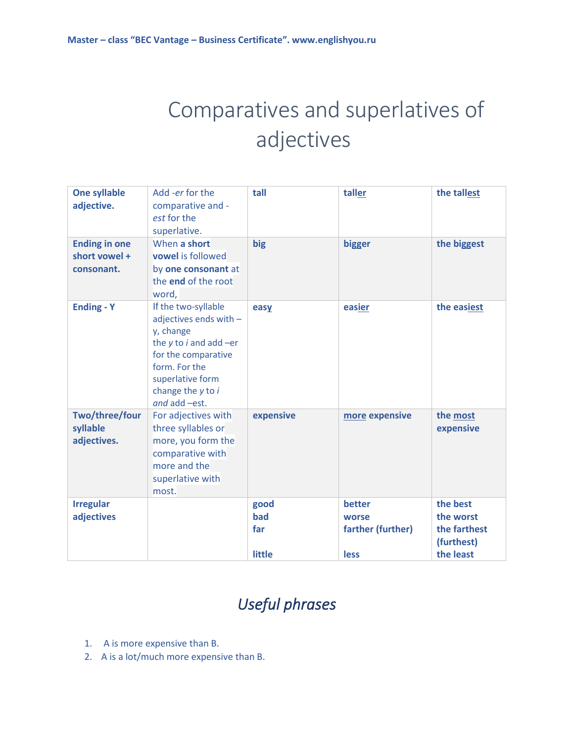# Comparatives and superlatives of adjectives

| **One syllable adjective.** | Add *-er* for the comparative and *-est* for the superlative. | **tall** | **taller** | **the tallest** |
|---|---|---|---|---|
| **Ending in one short vowel + consonant.** | When **a short vowel** is followed by **one consonant** at the **end** of the root word, | **big** | **bigger** | **the biggest** |
| **Ending - Y** | If the two-syllable adjectives ends with –y, change the *y* to *i* and add –er for the comparative form. For the superlative form change the *y* to *i and* add –est. | **easy** | **easier** | **the easiest** |
| **Two/three/four syllable adjectives.** | For adjectives with three syllables or more, you form the comparative with more and the superlative with most. | **expensive** | **more expensive** | **the most expensive** |
| **Irregular adjectives** | | **good**<br>**bad**<br>**far**<br><br>**little** | **better**<br>**worse**<br>**farther (further)**<br><br>**less** | **the best**<br>**the worst**<br>**the farthest (furthest)**<br>**the least** |

## *Useful phrases*

1. A is more expensive than B.
2. A is a lot/much more expensive than B.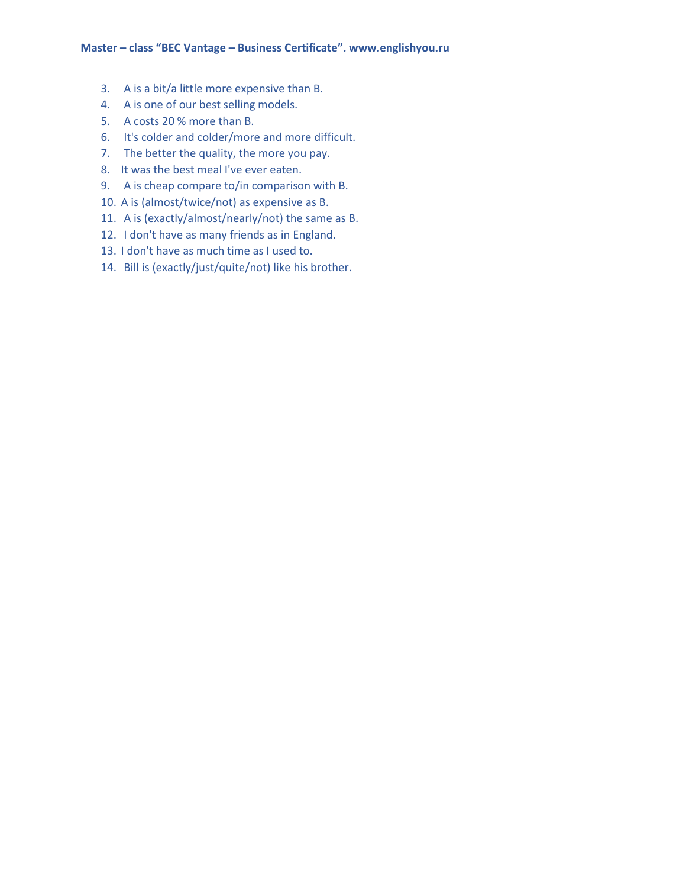3. A is a bit/a little more expensive than B.
4. A is one of our best selling models.
5. A costs 20 % more than B.
6. It's colder and colder/more and more difficult.
7. The better the quality, the more you pay.
8. It was the best meal I've ever eaten.
9. A is cheap compare to/in comparison with B.
10. A is (almost/twice/not) as expensive as B.
11. A is (exactly/almost/nearly/not) the same as B.
12. I don't have as many friends as in England.
13. I don't have as much time as I used to.
14. Bill is (exactly/just/quite/not) like his brother.